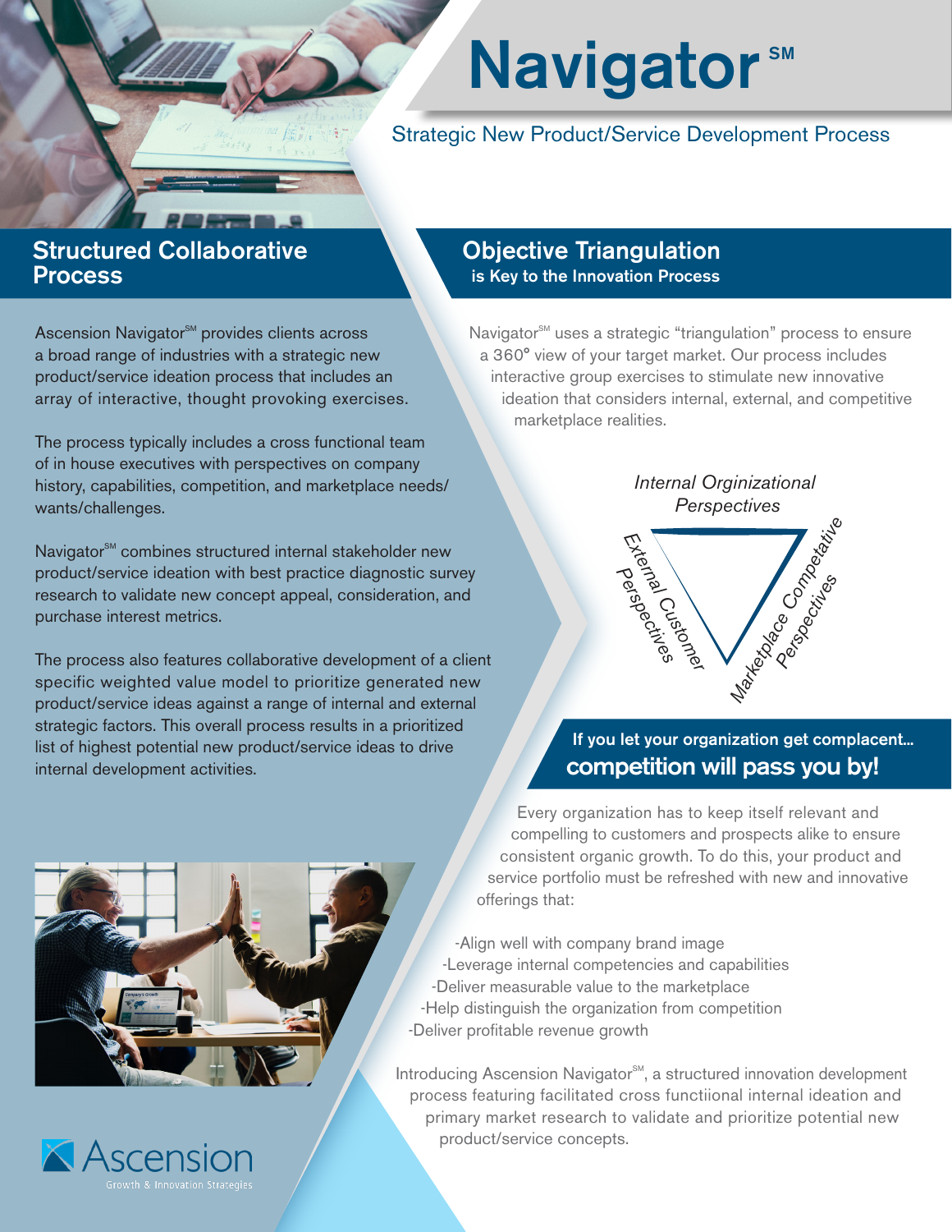# Navigator℠

Strategic New Product/Service Development Process

## Structured Collaborative Process

Ascension Navigator℠ provides clients across a broad range of industries with a strategic new product/service ideation process that includes an array of interactive, thought provoking exercises.

The process typically includes a cross functional team of in house executives with perspectives on company history, capabilities, competition, and marketplace needs/wants/challenges.

Navigator℠ combines structured internal stakeholder new product/service ideation with best practice diagnostic survey research to validate new concept appeal, consideration, and purchase interest metrics.

The process also features collaborative development of a client specific weighted value model to prioritize generated new product/service ideas against a range of internal and external strategic factors. This overall process results in a prioritized list of highest potential new product/service ideas to drive internal development activities.

## Objective Triangulation

### is Key to the Innovation Process

Navigator℠ uses a strategic "triangulation" process to ensure a 360° view of your target market. Our process includes interactive group exercises to stimulate new innovative ideation that considers internal, external, and competitive marketplace realities.

*Internal Orginizational Perspectives*

*External Customer Perspectives*

*Marketplace Competative Perspectives*

## If you let your organization get complacent... competition will pass you by!

Every organization has to keep itself relevant and compelling to customers and prospects alike to ensure consistent organic growth. To do this, your product and service portfolio must be refreshed with new and innovative offerings that:

-Align well with company brand image
-Leverage internal competencies and capabilities
-Deliver measurable value to the marketplace
-Help distinguish the organization from competition
-Deliver profitable revenue growth

Introducing Ascension Navigator℠, a structured innovation development process featuring facilitated cross functiional internal ideation and primary market research to validate and prioritize potential new product/service concepts.

Ascension
Growth & Innovation Strategies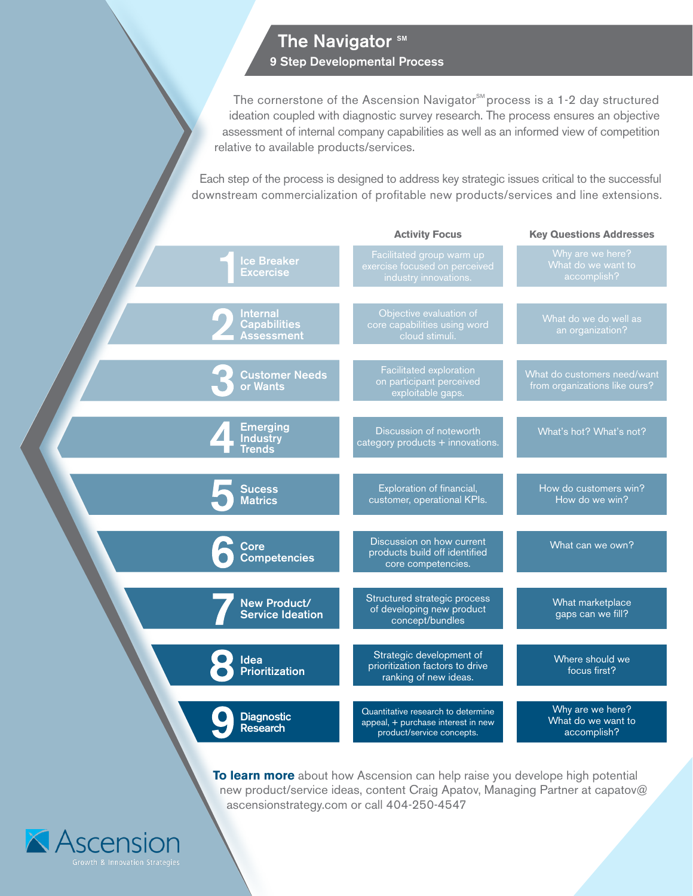# The Navigator℠

## 9 Step Developmental Process

The cornerstone of the Ascension Navigator℠ process is a 1-2 day structured ideation coupled with diagnostic survey research. The process ensures an objective assessment of internal company capabilities as well as an informed view of competition relative to available products/services.

Each step of the process is designed to address key strategic issues critical to the successful downstream commercialization of profitable new products/services and line extensions.

| | Activity Focus | Key Questions Addresses |
|---|---|---|
| 1 Ice Breaker Excercise | Facilitated group warm up exercise focused on perceived industry innovations. | Why are we here? What do we want to accomplish? |
| 2 Internal Capabilities Assessment | Objective evaluation of core capabilities using word cloud stimuli. | What do we do well as an organization? |
| 3 Customer Needs or Wants | Facilitated exploration on participant perceived exploitable gaps. | What do customers need/want from organizations like ours? |
| 4 Emerging Industry Trends | Discussion of noteworth category products + innovations. | What's hot? What's not? |
| 5 Sucess Matrics | Exploration of financial, customer, operational KPIs. | How do customers win? How do we win? |
| 6 Core Competencies | Discussion on how current products build off identified core competencies. | What can we own? |
| 7 New Product/ Service Ideation | Structured strategic process of developing new product concept/bundles | What marketplace gaps can we fill? |
| 8 Idea Prioritization | Strategic development of prioritization factors to drive ranking of new ideas. | Where should we focus first? |
| 9 Diagnostic Research | Quantitative research to determine appeal, + purchase interest in new product/service concepts. | Why are we here? What do we want to accomplish? |

**To learn more** about how Ascension can help raise you develope high potential new product/service ideas, content Craig Apatov, Managing Partner at capatov@ascensionstrategy.com or call 404-250-4547

Ascension
Growth & Innovation Strategies